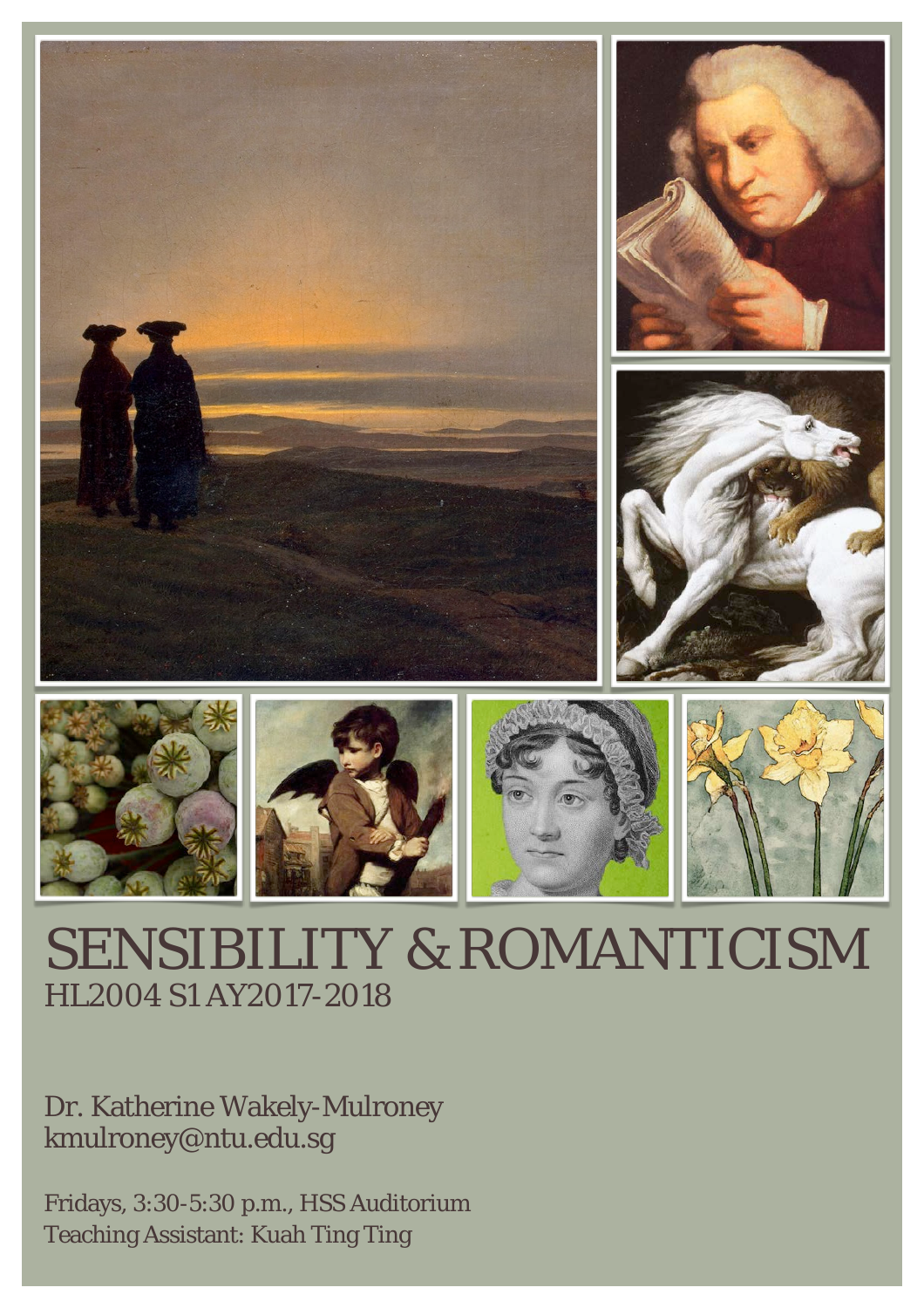# SENSIBILITY & ROMANTICISM

HL2004 S1 AY2017-2018

Dr. Katherine Wakely-Mulroney
kmulroney@ntu.edu.sg

Fridays, 3:30-5:30 p.m., HSS Auditorium
Teaching Assistant: Kuah Ting Ting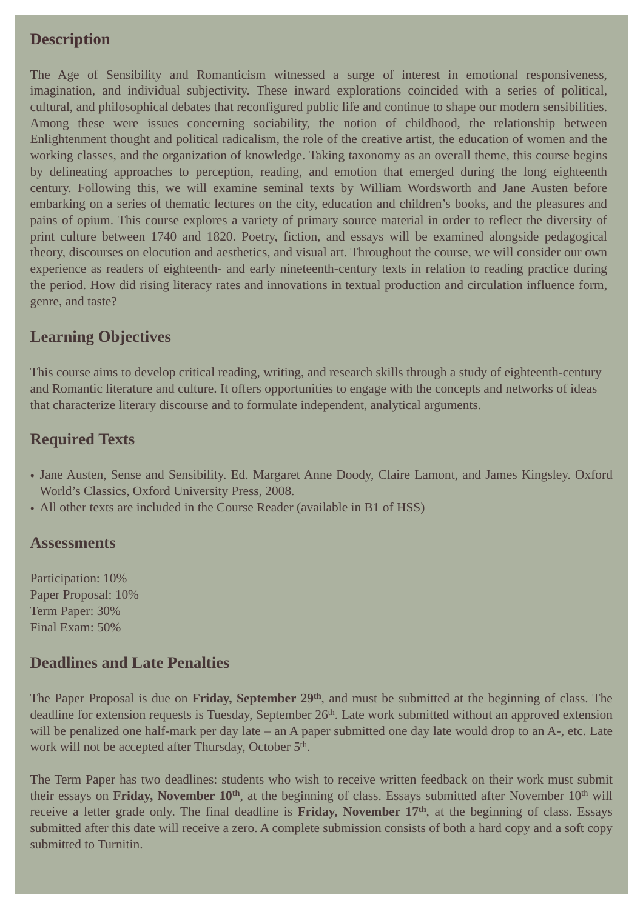## Description

The Age of Sensibility and Romanticism witnessed a surge of interest in emotional responsiveness, imagination, and individual subjectivity. These inward explorations coincided with a series of political, cultural, and philosophical debates that reconfigured public life and continue to shape our modern sensibilities. Among these were issues concerning sociability, the notion of childhood, the relationship between Enlightenment thought and political radicalism, the role of the creative artist, the education of women and the working classes, and the organization of knowledge. Taking taxonomy as an overall theme, this course begins by delineating approaches to perception, reading, and emotion that emerged during the long eighteenth century. Following this, we will examine seminal texts by William Wordsworth and Jane Austen before embarking on a series of thematic lectures on the city, education and children's books, and the pleasures and pains of opium. This course explores a variety of primary source material in order to reflect the diversity of print culture between 1740 and 1820. Poetry, fiction, and essays will be examined alongside pedagogical theory, discourses on elocution and aesthetics, and visual art. Throughout the course, we will consider our own experience as readers of eighteenth- and early nineteenth-century texts in relation to reading practice during the period. How did rising literacy rates and innovations in textual production and circulation influence form, genre, and taste?

## Learning Objectives

This course aims to develop critical reading, writing, and research skills through a study of eighteenth-century and Romantic literature and culture. It offers opportunities to engage with the concepts and networks of ideas that characterize literary discourse and to formulate independent, analytical arguments.

## Required Texts

- Jane Austen, Sense and Sensibility. Ed. Margaret Anne Doody, Claire Lamont, and James Kingsley. Oxford World's Classics, Oxford University Press, 2008.
- All other texts are included in the Course Reader (available in B1 of HSS)

## Assessments

Participation: 10%
Paper Proposal: 10%
Term Paper: 30%
Final Exam: 50%

## Deadlines and Late Penalties

The Paper Proposal is due on **Friday, September 29th**, and must be submitted at the beginning of class. The deadline for extension requests is Tuesday, September 26th. Late work submitted without an approved extension will be penalized one half-mark per day late – an A paper submitted one day late would drop to an A-, etc. Late work will not be accepted after Thursday, October 5th.

The Term Paper has two deadlines: students who wish to receive written feedback on their work must submit their essays on **Friday, November 10th**, at the beginning of class. Essays submitted after November 10th will receive a letter grade only. The final deadline is **Friday, November 17th**, at the beginning of class. Essays submitted after this date will receive a zero. A complete submission consists of both a hard copy and a soft copy submitted to Turnitin.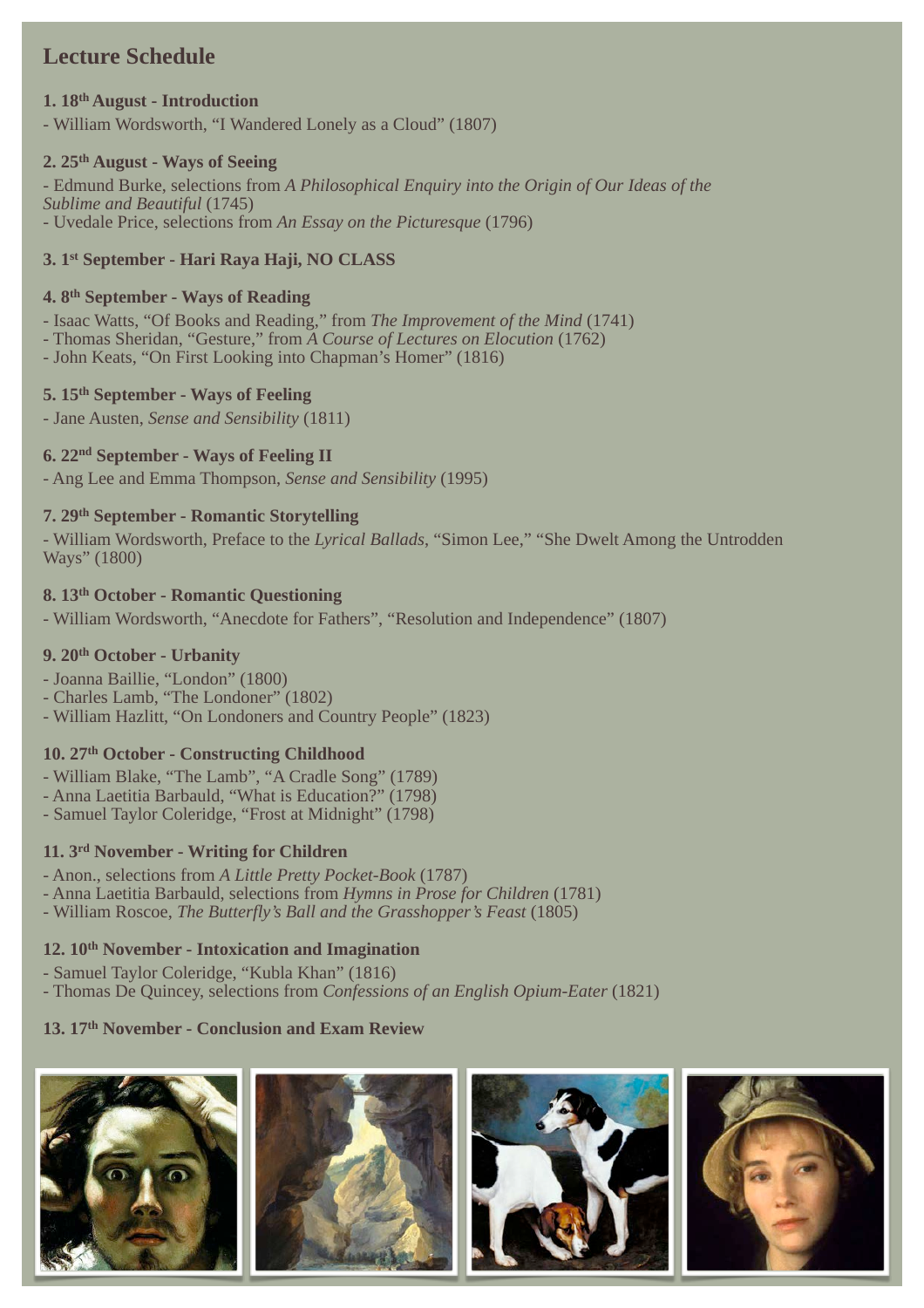## Lecture Schedule

**1. 18th August - Introduction**

- William Wordsworth, "I Wandered Lonely as a Cloud" (1807)

**2. 25th August - Ways of Seeing**

- Edmund Burke, selections from *A Philosophical Enquiry into the Origin of Our Ideas of the Sublime and Beautiful* (1745)
- Uvedale Price, selections from *An Essay on the Picturesque* (1796)

**3. 1st September - Hari Raya Haji, NO CLASS**

**4. 8th September - Ways of Reading**

- Isaac Watts, "Of Books and Reading," from *The Improvement of the Mind* (1741)
- Thomas Sheridan, "Gesture," from *A Course of Lectures on Elocution* (1762)
- John Keats, "On First Looking into Chapman's Homer" (1816)

**5. 15th September - Ways of Feeling**

- Jane Austen, *Sense and Sensibility* (1811)

**6. 22nd September - Ways of Feeling II**

- Ang Lee and Emma Thompson, *Sense and Sensibility* (1995)

**7. 29th September - Romantic Storytelling**

- William Wordsworth, Preface to the *Lyrical Ballads*, "Simon Lee," "She Dwelt Among the Untrodden Ways" (1800)

**8. 13th October - Romantic Questioning**

- William Wordsworth, "Anecdote for Fathers", "Resolution and Independence" (1807)

**9. 20th October - Urbanity**

- Joanna Baillie, "London" (1800)
- Charles Lamb, "The Londoner" (1802)
- William Hazlitt, "On Londoners and Country People" (1823)

**10. 27th October - Constructing Childhood**

- William Blake, "The Lamb", "A Cradle Song" (1789)
- Anna Laetitia Barbauld, "What is Education?" (1798)
- Samuel Taylor Coleridge, "Frost at Midnight" (1798)

**11. 3rd November - Writing for Children**

- Anon., selections from *A Little Pretty Pocket-Book* (1787)
- Anna Laetitia Barbauld, selections from *Hymns in Prose for Children* (1781)
- William Roscoe, *The Butterfly's Ball and the Grasshopper's Feast* (1805)

**12. 10th November - Intoxication and Imagination**

- Samuel Taylor Coleridge, "Kubla Khan" (1816)
- Thomas De Quincey, selections from *Confessions of an English Opium-Eater* (1821)

**13. 17th November - Conclusion and Exam Review**